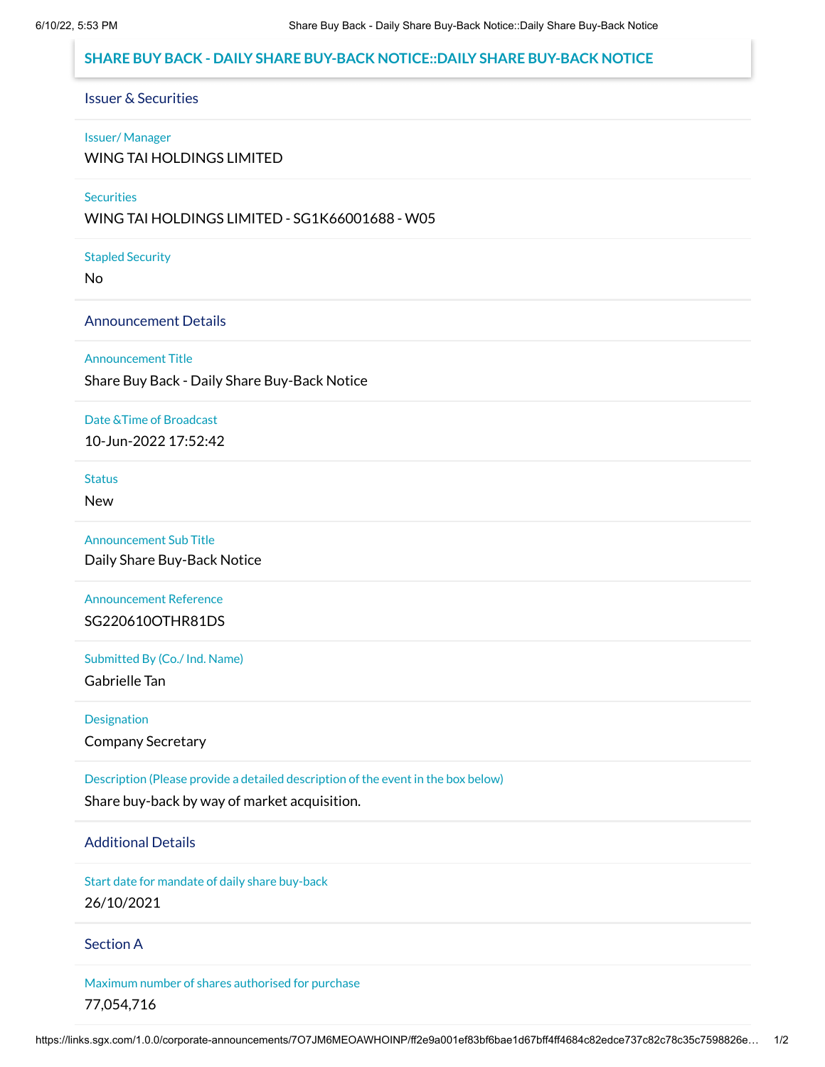# SHARE BUY BACK - DAILY SHARE BUY-BACK NOTICE::DAILY SHARE BUY-BACK NOTICE

## Issuer & Securities

**Issuer/ Manager**

WING TAI HOLDINGS LIMITED

**Securities**

WING TAI HOLDINGS LIMITED - SG1K66001688 - W05

**Stapled Security**

No

## Announcement Details

**Announcement Title**

Share Buy Back - Daily Share Buy-Back Notice

**Date &Time of Broadcast**

10-Jun-2022 17:52:42

**Status**

New

**Announcement Sub Title**

Daily Share Buy-Back Notice

**Announcement Reference**

SG220610OTHR81DS

**Submitted By (Co./ Ind. Name)**

Gabrielle Tan

**Designation**

Company Secretary

**Description (Please provide a detailed description of the event in the box below)**

Share buy-back by way of market acquisition.

## Additional Details

**Start date for mandate of daily share buy-back**

26/10/2021

## Section A

**Maximum number of shares authorised for purchase**

77,054,716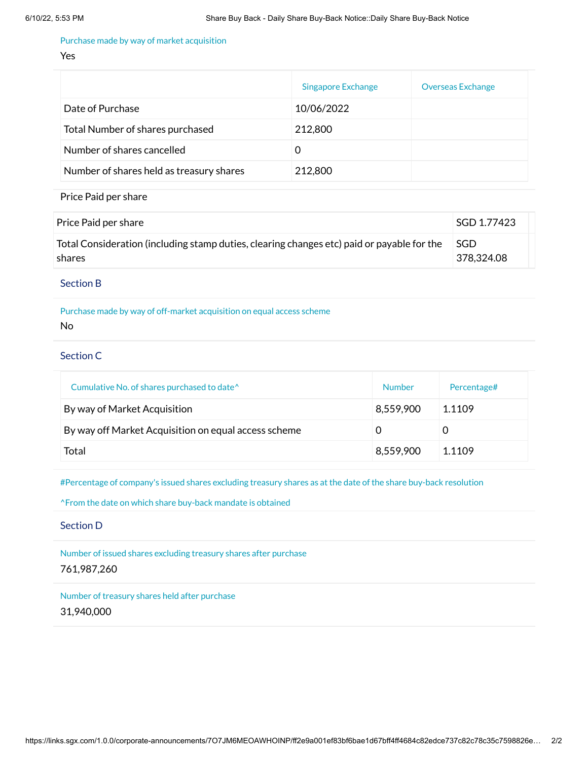Purchase made by way of market acquisition

Yes

| | Singapore Exchange | Overseas Exchange |
|---|---|---|
| Date of Purchase | 10/06/2022 | |
| Total Number of shares purchased | 212,800 | |
| Number of shares cancelled | 0 | |
| Number of shares held as treasury shares | 212,800 | |

Price Paid per share

| | |
|---|---|
| Price Paid per share | SGD 1.77423 |
| Total Consideration (including stamp duties, clearing changes etc) paid or payable for the shares | SGD 378,324.08 |

## Section B

Purchase made by way of off-market acquisition on equal access scheme

No

## Section C

| Cumulative No. of shares purchased to date^ | Number | Percentage# |
|---|---|---|
| By way of Market Acquisition | 8,559,900 | 1.1109 |
| By way off Market Acquisition on equal access scheme | 0 | 0 |
| Total | 8,559,900 | 1.1109 |

#Percentage of company's issued shares excluding treasury shares as at the date of the share buy-back resolution

^From the date on which share buy-back mandate is obtained

## Section D

Number of issued shares excluding treasury shares after purchase

761,987,260

Number of treasury shares held after purchase

31,940,000